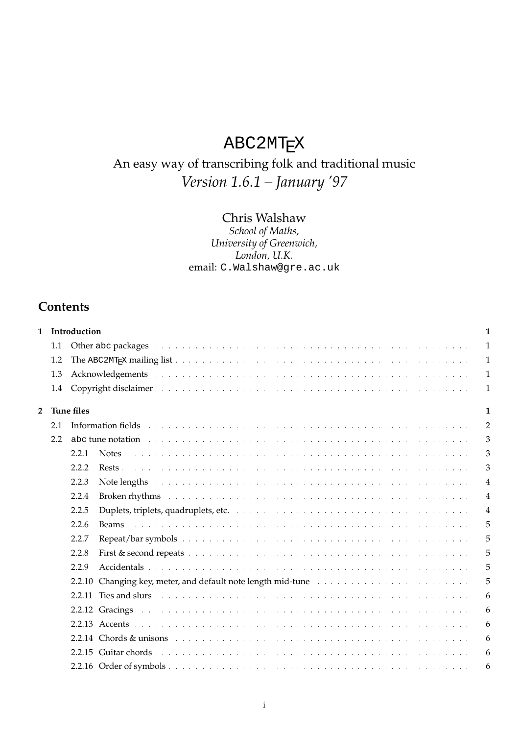# ABC2MTEX

## An easy way of transcribing folk and traditional music

## *Version 1.6.1 – January '97*

Chris Walshaw
*School of Maths,*
*University of Greenwich,*
*London, U.K.*
email: C.Walshaw@gre.ac.uk

## Contents

| | | |
|---|---|---|
| **1** | **Introduction** | **1** |
| 1.1 | Other abc packages | 1 |
| 1.2 | The ABC2MTEX mailing list | 1 |
| 1.3 | Acknowledgements | 1 |
| 1.4 | Copyright disclaimer | 1 |
| **2** | **Tune files** | **1** |
| 2.1 | Information fields | 2 |
| 2.2 | abc tune notation | 3 |
| 2.2.1 | Notes | 3 |
| 2.2.2 | Rests | 3 |
| 2.2.3 | Note lengths | 4 |
| 2.2.4 | Broken rhythms | 4 |
| 2.2.5 | Duplets, triplets, quadruplets, etc. | 4 |
| 2.2.6 | Beams | 5 |
| 2.2.7 | Repeat/bar symbols | 5 |
| 2.2.8 | First & second repeats | 5 |
| 2.2.9 | Accidentals | 5 |
| 2.2.10 | Changing key, meter, and default note length mid-tune | 5 |
| 2.2.11 | Ties and slurs | 6 |
| 2.2.12 | Gracings | 6 |
| 2.2.13 | Accents | 6 |
| 2.2.14 | Chords & unisons | 6 |
| 2.2.15 | Guitar chords | 6 |
| 2.2.16 | Order of symbols | 6 |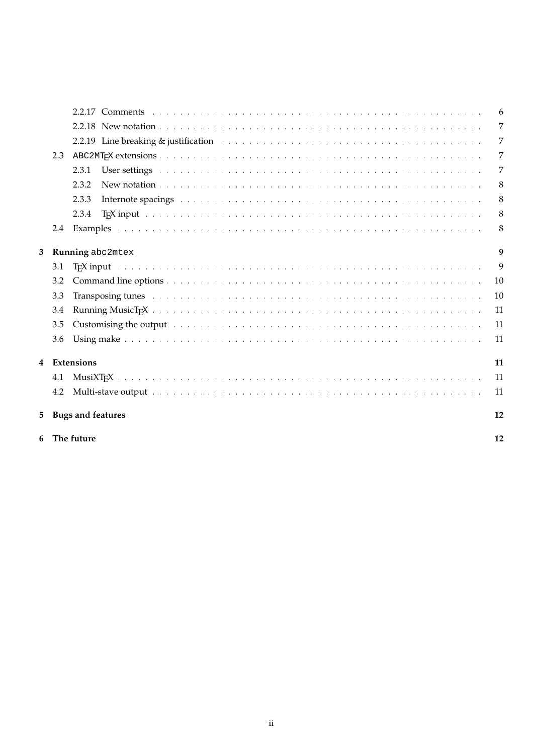2.2.17 Comments . . . . . . . . . . 6
2.2.18 New notation . . . . . . . . . . 7
2.2.19 Line breaking & justification . . . . . . . . . . 7
2.3 ABC2MTEX extensions . . . . . . . . . . 7
2.3.1 User settings . . . . . . . . . . 7
2.3.2 New notation . . . . . . . . . . 8
2.3.3 Internote spacings . . . . . . . . . . 8
2.3.4 TEX input . . . . . . . . . . 8
2.4 Examples . . . . . . . . . . 8

**3 Running abc2mtex** **9**
3.1 TEX input . . . . . . . . . . 9
3.2 Command line options . . . . . . . . . . 10
3.3 Transposing tunes . . . . . . . . . . 10
3.4 Running MusicTEX . . . . . . . . . . 11
3.5 Customising the output . . . . . . . . . . 11
3.6 Using make . . . . . . . . . . 11

**4 Extensions** **11**
4.1 MusiXTEX . . . . . . . . . . 11
4.2 Multi-stave output . . . . . . . . . . 11

**5 Bugs and features** **12**

**6 The future** **12**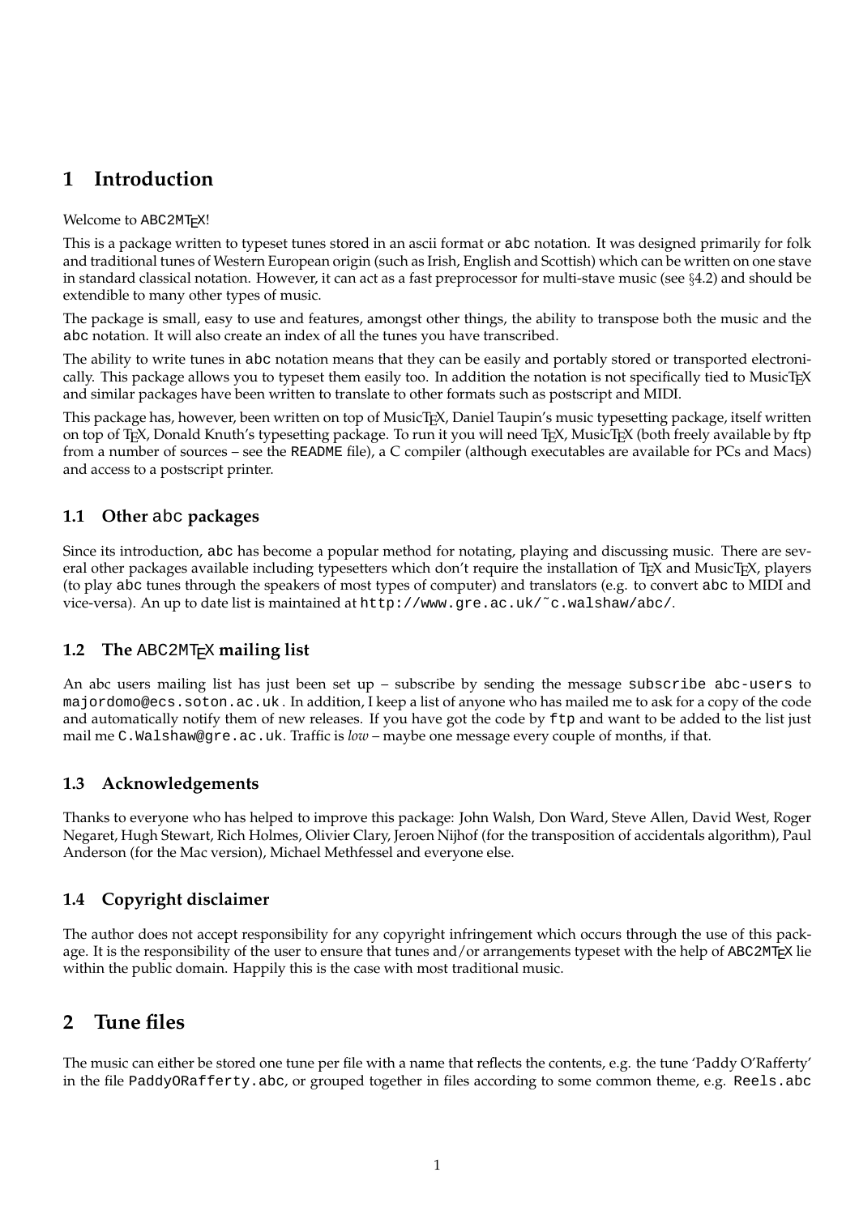# 1 Introduction

Welcome to ABC2MTEX!

This is a package written to typeset tunes stored in an ascii format or abc notation. It was designed primarily for folk and traditional tunes of Western European origin (such as Irish, English and Scottish) which can be written on one stave in standard classical notation. However, it can act as a fast preprocessor for multi-stave music (see §4.2) and should be extendible to many other types of music.

The package is small, easy to use and features, amongst other things, the ability to transpose both the music and the abc notation. It will also create an index of all the tunes you have transcribed.

The ability to write tunes in abc notation means that they can be easily and portably stored or transported electronically. This package allows you to typeset them easily too. In addition the notation is not specifically tied to MusicTEX and similar packages have been written to translate to other formats such as postscript and MIDI.

This package has, however, been written on top of MusicTEX, Daniel Taupin's music typesetting package, itself written on top of TEX, Donald Knuth's typesetting package. To run it you will need TEX, MusicTEX (both freely available by ftp from a number of sources – see the README file), a C compiler (although executables are available for PCs and Macs) and access to a postscript printer.

## 1.1 Other abc packages

Since its introduction, abc has become a popular method for notating, playing and discussing music. There are several other packages available including typesetters which don't require the installation of TEX and MusicTEX, players (to play abc tunes through the speakers of most types of computer) and translators (e.g. to convert abc to MIDI and vice-versa). An up to date list is maintained at http://www.gre.ac.uk/~c.walshaw/abc/.

## 1.2 The ABC2MTEX mailing list

An abc users mailing list has just been set up – subscribe by sending the message subscribe abc-users to majordomo@ecs.soton.ac.uk . In addition, I keep a list of anyone who has mailed me to ask for a copy of the code and automatically notify them of new releases. If you have got the code by ftp and want to be added to the list just mail me C.Walshaw@gre.ac.uk. Traffic is *low* – maybe one message every couple of months, if that.

## 1.3 Acknowledgements

Thanks to everyone who has helped to improve this package: John Walsh, Don Ward, Steve Allen, David West, Roger Negaret, Hugh Stewart, Rich Holmes, Olivier Clary, Jeroen Nijhof (for the transposition of accidentals algorithm), Paul Anderson (for the Mac version), Michael Methfessel and everyone else.

## 1.4 Copyright disclaimer

The author does not accept responsibility for any copyright infringement which occurs through the use of this package. It is the responsibility of the user to ensure that tunes and/or arrangements typeset with the help of ABC2MTEX lie within the public domain. Happily this is the case with most traditional music.

# 2 Tune files

The music can either be stored one tune per file with a name that reflects the contents, e.g. the tune 'Paddy O'Rafferty' in the file PaddyORafferty.abc, or grouped together in files according to some common theme, e.g. Reels.abc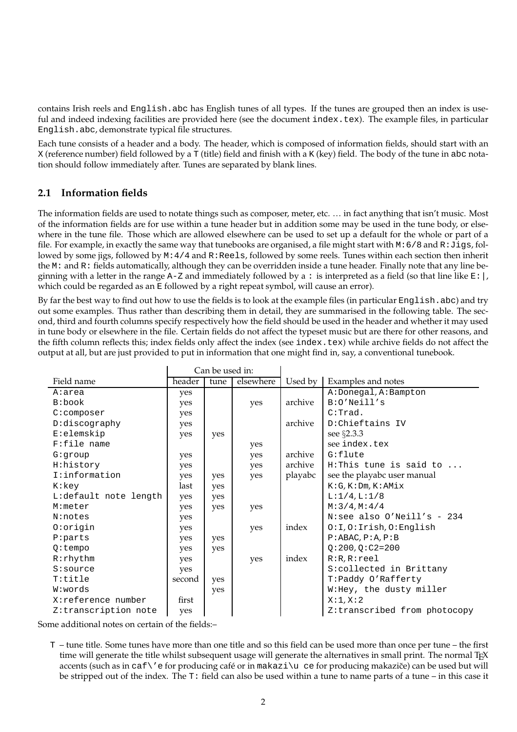contains Irish reels and English.abc has English tunes of all types. If the tunes are grouped then an index is useful and indeed indexing facilities are provided here (see the document index.tex). The example files, in particular English.abc, demonstrate typical file structures.

Each tune consists of a header and a body. The header, which is composed of information fields, should start with an X (reference number) field followed by a T (title) field and finish with a K (key) field. The body of the tune in abc notation should follow immediately after. Tunes are separated by blank lines.

### 2.1 Information fields

The information fields are used to notate things such as composer, meter, etc. … in fact anything that isn't music. Most of the information fields are for use within a tune header but in addition some may be used in the tune body, or elsewhere in the tune file. Those which are allowed elsewhere can be used to set up a default for the whole or part of a file. For example, in exactly the same way that tunebooks are organised, a file might start with M:6/8 and R:Jigs, followed by some jigs, followed by M:4/4 and R:Reels, followed by some reels. Tunes within each section then inherit the M: and R: fields automatically, although they can be overridden inside a tune header. Finally note that any line beginning with a letter in the range A-Z and immediately followed by a : is interpreted as a field (so that line like E:|, which could be regarded as an E followed by a right repeat symbol, will cause an error).

By far the best way to find out how to use the fields is to look at the example files (in particular English.abc) and try out some examples. Thus rather than describing them in detail, they are summarised in the following table. The second, third and fourth columns specify respectively how the field should be used in the header and whether it may used in tune body or elsewhere in the file. Certain fields do not affect the typeset music but are there for other reasons, and the fifth column reflects this; index fields only affect the index (see index.tex) while archive fields do not affect the output at all, but are just provided to put in information that one might find in, say, a conventional tunebook.

| | Can be used in: | | | | |
|---|---|---|---|---|---|
| Field name | header | tune | elsewhere | Used by | Examples and notes |
| A:area | yes | | | | A:Donegal, A:Bampton |
| B:book | yes | | yes | archive | B:O'Neill's |
| C:composer | yes | | | | C:Trad. |
| D:discography | yes | | | archive | D:Chieftains IV |
| E:elemskip | yes | yes | | | see §2.3.3 |
| F:file name | | | yes | | see index.tex |
| G:group | yes | | yes | archive | G:flute |
| H:history | yes | | yes | archive | H:This tune is said to ... |
| I:information | yes | yes | yes | playabc | see the playabc user manual |
| K:key | last | yes | | | K:G, K:Dm, K:AMix |
| L:default note length | yes | yes | | | L:1/4, L:1/8 |
| M:meter | yes | yes | yes | | M:3/4, M:4/4 |
| N:notes | yes | | | | N:see also O'Neill's - 234 |
| O:origin | yes | | yes | index | O:I, O:Irish, O:English |
| P:parts | yes | yes | | | P:ABAC, P:A, P:B |
| Q:tempo | yes | yes | | | Q:200, Q:C2=200 |
| R:rhythm | yes | | yes | index | R:R, R:reel |
| S:source | yes | | | | S:collected in Brittany |
| T:title | second | yes | | | T:Paddy O'Rafferty |
| W:words | | yes | | | W:Hey, the dusty miller |
| X:reference number | first | | | | X:1, X:2 |
| Z:transcription note | yes | | | | Z:transcribed from photocopy |

Some additional notes on certain of the fields:–

T – tune title. Some tunes have more than one title and so this field can be used more than once per tune – the first time will generate the title whilst subsequent usage will generate the alternatives in small print. The normal TEX accents (such as in caf\'e for producing café or in makazi\u ce for producing makaziče) can be used but will be stripped out of the index. The T: field can also be used within a tune to name parts of a tune – in this case it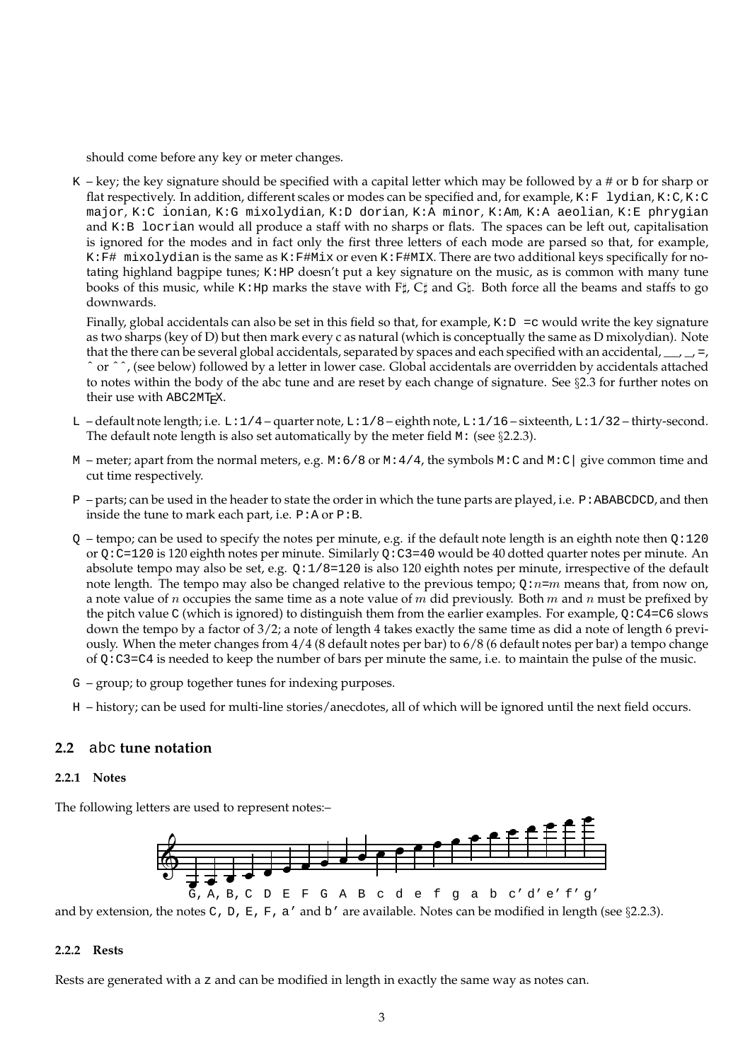should come before any key or meter changes.

K – key; the key signature should be specified with a capital letter which may be followed by a # or b for sharp or flat respectively. In addition, different scales or modes can be specified and, for example, `K:F lydian`, `K:C`, `K:C major`, `K:C ionian`, `K:G mixolydian`, `K:D dorian`, `K:A minor`, `K:Am`, `K:A aeolian`, `K:E phrygian` and `K:B locrian` would all produce a staff with no sharps or flats. The spaces can be left out, capitalisation is ignored for the modes and in fact only the first three letters of each mode are parsed so that, for example, `K:F# mixolydian` is the same as `K:F#Mix` or even `K:F#MIX`. There are two additional keys specifically for notating highland bagpipe tunes; `K:HP` doesn't put a key signature on the music, as is common with many tune books of this music, while `K:Hp` marks the stave with F♯, C♯ and G♮. Both force all the beams and staffs to go downwards.

Finally, global accidentals can also be set in this field so that, for example, `K:D =c` would write the key signature as two sharps (key of D) but then mark every c as natural (which is conceptually the same as D mixolydian). Note that the there can be several global accidentals, separated by spaces and each specified with an accidental, __, _, =, ^ or ^^, (see below) followed by a letter in lower case. Global accidentals are overridden by accidentals attached to notes within the body of the abc tune and are reset by each change of signature. See §2.3 for further notes on their use with ABC2MTEX.

L – default note length; i.e. `L:1/4` – quarter note, `L:1/8` – eighth note, `L:1/16` – sixteenth, `L:1/32` – thirty-second. The default note length is also set automatically by the meter field `M:` (see §2.2.3).

M – meter; apart from the normal meters, e.g. `M:6/8` or `M:4/4`, the symbols `M:C` and `M:C|` give common time and cut time respectively.

P – parts; can be used in the header to state the order in which the tune parts are played, i.e. `P:ABABCDCD`, and then inside the tune to mark each part, i.e. `P:A` or `P:B`.

Q – tempo; can be used to specify the notes per minute, e.g. if the default note length is an eighth note then `Q:120` or `Q:C=120` is 120 eighth notes per minute. Similarly `Q:C3=40` would be 40 dotted quarter notes per minute. An absolute tempo may also be set, e.g. `Q:1/8=120` is also 120 eighth notes per minute, irrespective of the default note length. The tempo may also be changed relative to the previous tempo; `Q:`$n$`=`$m$ means that, from now on, a note value of $n$ occupies the same time as a note value of $m$ did previously. Both $m$ and $n$ must be prefixed by the pitch value C (which is ignored) to distinguish them from the earlier examples. For example, `Q:C4=C6` slows down the tempo by a factor of 3/2; a note of length 4 takes exactly the same time as did a note of length 6 previously. When the meter changes from 4/4 (8 default notes per bar) to 6/8 (6 default notes per bar) a tempo change of `Q:C3=C4` is needed to keep the number of bars per minute the same, i.e. to maintain the pulse of the music.

G – group; to group together tunes for indexing purposes.

H – history; can be used for multi-line stories/anecdotes, all of which will be ignored until the next field occurs.

## 2.2 abc tune notation

### 2.2.1 Notes

The following letters are used to represent notes:–

G, A, B, C D E F G A B c d e f g a b c' d' e' f' g'

and by extension, the notes C, D, E, F, a' and b' are available. Notes can be modified in length (see §2.2.3).

### 2.2.2 Rests

Rests are generated with a z and can be modified in length in exactly the same way as notes can.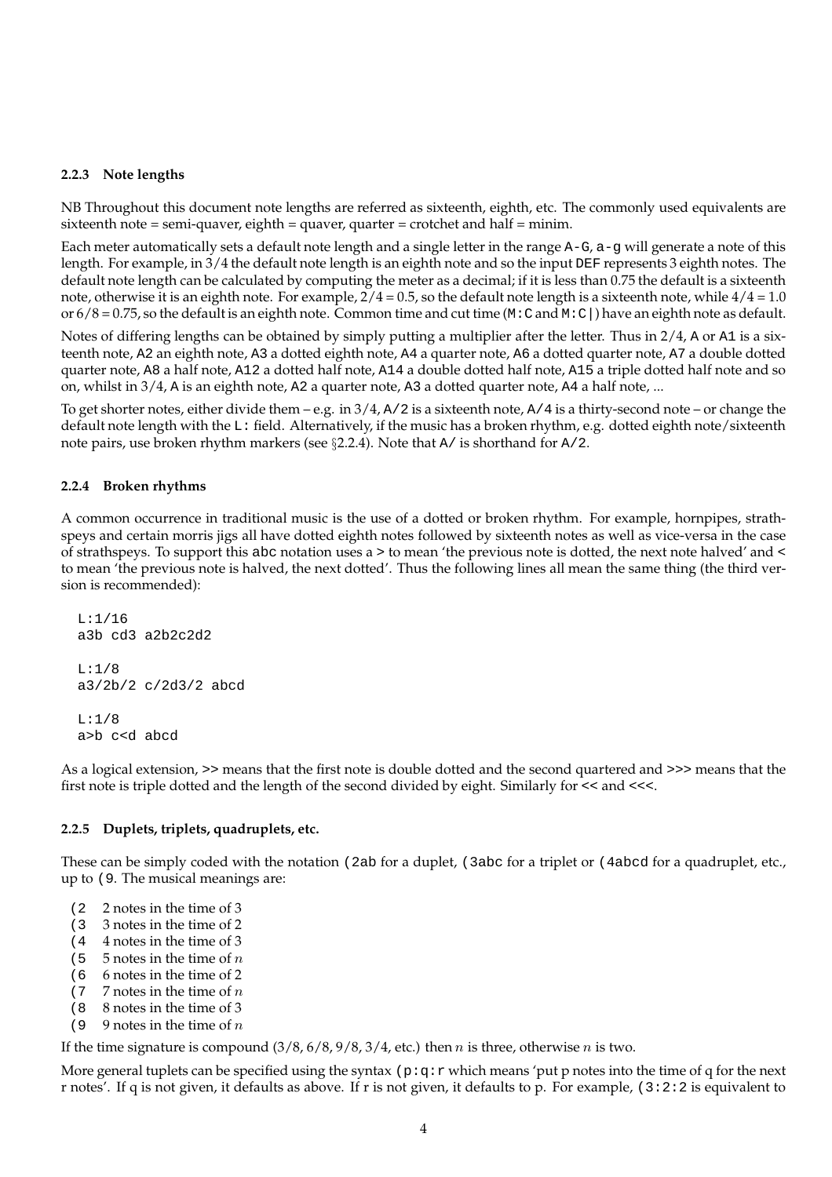### 2.2.3 Note lengths

NB Throughout this document note lengths are referred as sixteenth, eighth, etc. The commonly used equivalents are sixteenth note = semi-quaver, eighth = quaver, quarter = crotchet and half = minim.

Each meter automatically sets a default note length and a single letter in the range `A-G`, `a-g` will generate a note of this length. For example, in 3/4 the default note length is an eighth note and so the input `DEF` represents 3 eighth notes. The default note length can be calculated by computing the meter as a decimal; if it is less than 0.75 the default is a sixteenth note, otherwise it is an eighth note. For example, 2/4 = 0.5, so the default note length is a sixteenth note, while 4/4 = 1.0 or 6/8 = 0.75, so the default is an eighth note. Common time and cut time (`M:C` and `M:C|`) have an eighth note as default.

Notes of differing lengths can be obtained by simply putting a multiplier after the letter. Thus in 2/4, `A` or `A1` is a sixteenth note, `A2` an eighth note, `A3` a dotted eighth note, `A4` a quarter note, `A6` a dotted quarter note, `A7` a double dotted quarter note, `A8` a half note, `A12` a dotted half note, `A14` a double dotted half note, `A15` a triple dotted half note and so on, whilst in 3/4, `A` is an eighth note, `A2` a quarter note, `A3` a dotted quarter note, `A4` a half note, ...

To get shorter notes, either divide them – e.g. in 3/4, `A/2` is a sixteenth note, `A/4` is a thirty-second note – or change the default note length with the `L:` field. Alternatively, if the music has a broken rhythm, e.g. dotted eighth note/sixteenth note pairs, use broken rhythm markers (see §2.2.4). Note that `A/` is shorthand for `A/2`.

### 2.2.4 Broken rhythms

A common occurrence in traditional music is the use of a dotted or broken rhythm. For example, hornpipes, strathspeys and certain morris jigs all have dotted eighth notes followed by sixteenth notes as well as vice-versa in the case of strathspeys. To support this `abc` notation uses a `>` to mean 'the previous note is dotted, the next note halved' and `<` to mean 'the previous note is halved, the next dotted'. Thus the following lines all mean the same thing (the third version is recommended):

```
L:1/16
a3b cd3 a2b2c2d2

L:1/8
a3/2b/2 c/2d3/2 abcd

L:1/8
a>b c<d abcd
```

As a logical extension, `>>` means that the first note is double dotted and the second quartered and `>>>` means that the first note is triple dotted and the length of the second divided by eight. Similarly for `<<` and `<<<`.

### 2.2.5 Duplets, triplets, quadruplets, etc.

These can be simply coded with the notation `(2ab` for a duplet, `(3abc` for a triplet or `(4abcd` for a quadruplet, etc., up to `(9`. The musical meanings are:

- `(2` 2 notes in the time of 3
- `(3` 3 notes in the time of 2
- `(4` 4 notes in the time of 3
- `(5` 5 notes in the time of $n$
- `(6` 6 notes in the time of 2
- `(7` 7 notes in the time of $n$
- `(8` 8 notes in the time of 3
- `(9` 9 notes in the time of $n$

If the time signature is compound (3/8, 6/8, 9/8, 3/4, etc.) then $n$ is three, otherwise $n$ is two.

More general tuplets can be specified using the syntax `(p:q:r` which means 'put p notes into the time of q for the next r notes'. If q is not given, it defaults as above. If r is not given, it defaults to p. For example, `(3:2:2` is equivalent to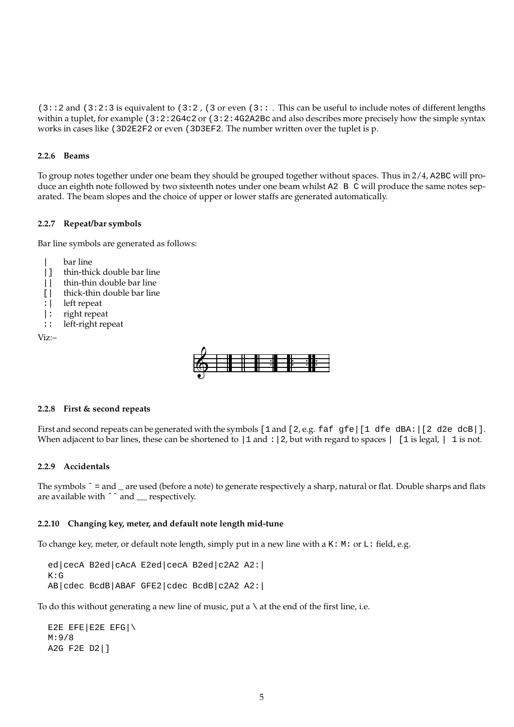`(3::2` and `(3:2:3` is equivalent to `(3:2,(3` or even `(3::`. This can be useful to include notes of different lengths within a tuplet, for example `(3:2:2G4c2` or `(3:2:4G2A2Bc` and also describes more precisely how the simple syntax works in cases like `(3D2E2F2` or even `(3D3EF2`. The number written over the tuplet is p.

#### 2.2.6 Beams

To group notes together under one beam they should be grouped together without spaces. Thus in 2/4, `A2BC` will produce an eighth note followed by two sixteenth notes under one beam whilst `A2 B C` will produce the same notes separated. The beam slopes and the choice of upper or lower staffs are generated automatically.

#### 2.2.7 Repeat/bar symbols

Bar line symbols are generated as follows:

| | |
|---|---|
| `|` | bar line |
| `|]` | thin-thick double bar line |
| `||` | thin-thin double bar line |
| `[|` | thick-thin double bar line |
| `:|` | left repeat |
| `|:` | right repeat |
| `::` | left-right repeat |

Viz:–

#### 2.2.8 First & second repeats

First and second repeats can be generated with the symbols `[1` and `[2`, e.g. `faf gfe|[1 dfe dBA:|[2 d2e dcB|]`. When adjacent to bar lines, these can be shortened to `|1` and `:|2`, but with regard to spaces `| [1` is legal, `| 1` is not.

#### 2.2.9 Accidentals

The symbols ^ = and _ are used (before a note) to generate respectively a sharp, natural or flat. Double sharps and flats are available with ^^ and __ respectively.

#### 2.2.10 Changing key, meter, and default note length mid-tune

To change key, meter, or default note length, simply put in a new line with a `K:` `M:` or `L:` field, e.g.

```
ed|cecA B2ed|cAcA E2ed|cecA B2ed|c2A2 A2:|
K:G
AB|cdec BcdB|ABAF GFE2|cdec BcdB|c2A2 A2:|
```

To do this without generating a new line of music, put a \ at the end of the first line, i.e.

```
E2E EFE|E2E EFG|\
M:9/8
A2G F2E D2|]
```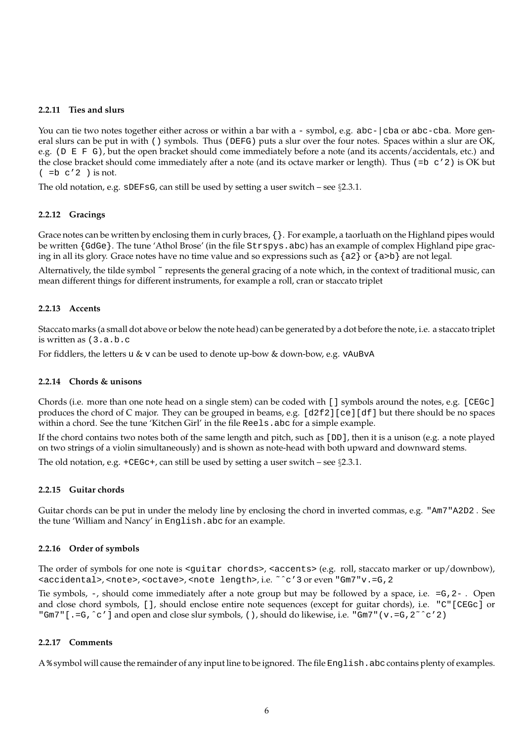#### 2.2.11 Ties and slurs

You can tie two notes together either across or within a bar with a `-` symbol, e.g. `abc-|cba` or `abc-cba`. More general slurs can be put in with `()` symbols. Thus `(DEFG)` puts a slur over the four notes. Spaces within a slur are OK, e.g. `(D E F G)`, but the open bracket should come immediately before a note (and its accents/accidentals, etc.) and the close bracket should come immediately after a note (and its octave marker or length). Thus `(=b c'2)` is OK but `( =b c'2 )` is not.

The old notation, e.g. `sDEFsG`, can still be used by setting a user switch – see §2.3.1.

#### 2.2.12 Gracings

Grace notes can be written by enclosing them in curly braces, `{}`. For example, a taorluath on the Highland pipes would be written `{GdGe}`. The tune 'Athol Brose' (in the file `Strspys.abc`) has an example of complex Highland pipe gracing in all its glory. Grace notes have no time value and so expressions such as `{a2}` or `{a>b}` are not legal.

Alternatively, the tilde symbol `~` represents the general gracing of a note which, in the context of traditional music, can mean different things for different instruments, for example a roll, cran or staccato triplet

#### 2.2.13 Accents

Staccato marks (a small dot above or below the note head) can be generated by a dot before the note, i.e. a staccato triplet is written as `(3.a.b.c`

For fiddlers, the letters `u` & `v` can be used to denote up-bow & down-bow, e.g. `vAuBvA`

#### 2.2.14 Chords & unisons

Chords (i.e. more than one note head on a single stem) can be coded with `[]` symbols around the notes, e.g. `[CEGc]` produces the chord of C major. They can be grouped in beams, e.g. `[d2f2][ce][df]` but there should be no spaces within a chord. See the tune 'Kitchen Girl' in the file `Reels.abc` for a simple example.

If the chord contains two notes both of the same length and pitch, such as `[DD]`, then it is a unison (e.g. a note played on two strings of a violin simultaneously) and is shown as note-head with both upward and downward stems.

The old notation, e.g. `+CEGc+`, can still be used by setting a user switch – see §2.3.1.

#### 2.2.15 Guitar chords

Guitar chords can be put in under the melody line by enclosing the chord in inverted commas, e.g. `"Am7"A2D2` . See the tune 'William and Nancy' in `English.abc` for an example.

#### 2.2.16 Order of symbols

The order of symbols for one note is `<guitar chords>`, `<accents>` (e.g. roll, staccato marker or up/downbow), `<accidental>`, `<note>`, `<octave>`, `<note length>`, i.e. `~^c'3` or even `"Gm7"v.=G,2`

Tie symbols, `-`, should come immediately after a note group but may be followed by a space, i.e. `=G,2-` . Open and close chord symbols, `[]`, should enclose entire note sequences (except for guitar chords), i.e. `"C"[CEGc]` or `"Gm7"[.=G,^c']` and open and close slur symbols, `()`, should do likewise, i.e. `"Gm7"(v.=G,2~^c'2)`

#### 2.2.17 Comments

A `%` symbol will cause the remainder of any input line to be ignored. The file `English.abc` contains plenty of examples.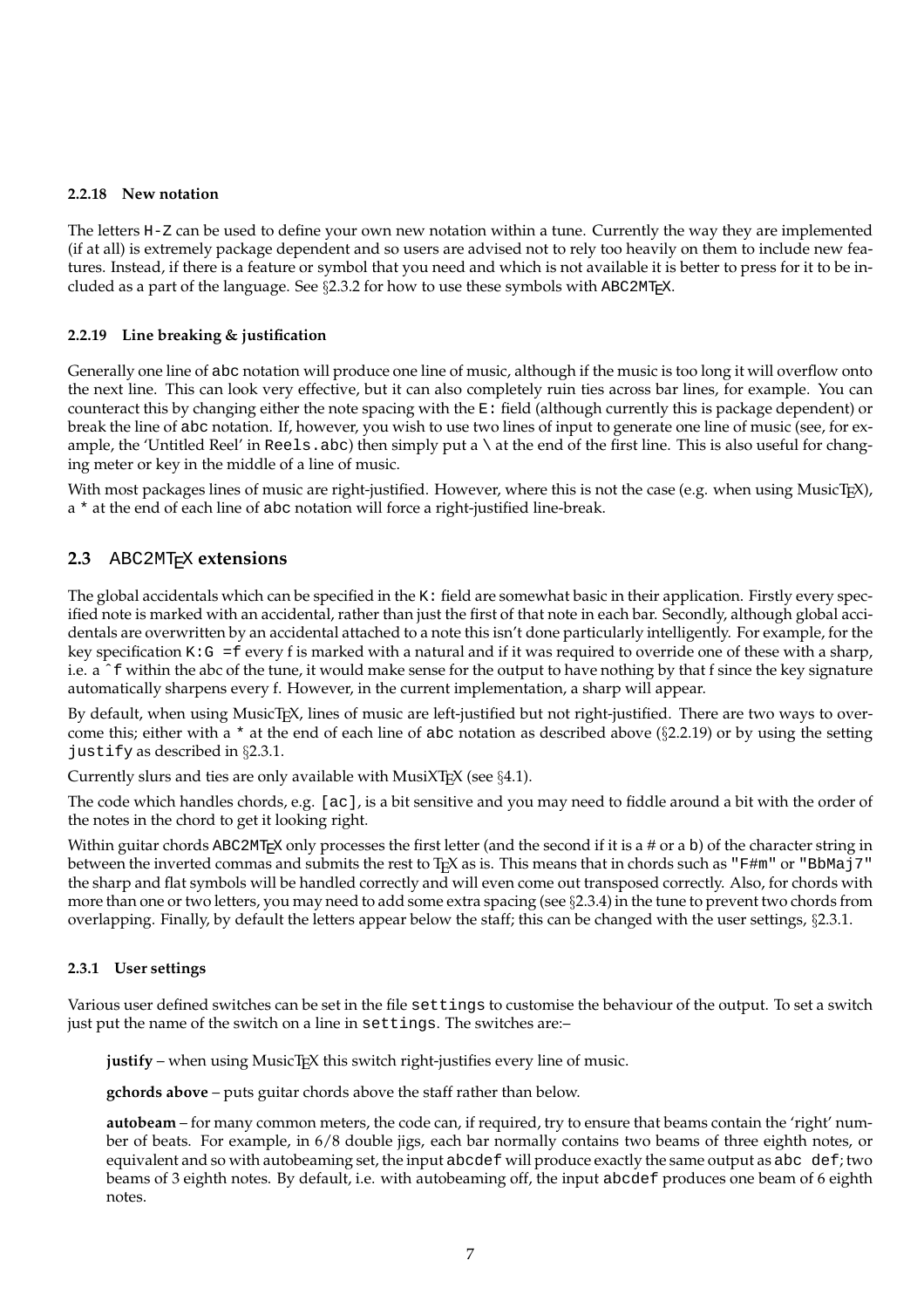#### 2.2.18 New notation

The letters H-Z can be used to define your own new notation within a tune. Currently the way they are implemented (if at all) is extremely package dependent and so users are advised not to rely too heavily on them to include new features. Instead, if there is a feature or symbol that you need and which is not available it is better to press for it to be included as a part of the language. See §2.3.2 for how to use these symbols with ABC2MTEX.

#### 2.2.19 Line breaking & justification

Generally one line of abc notation will produce one line of music, although if the music is too long it will overflow onto the next line. This can look very effective, but it can also completely ruin ties across bar lines, for example. You can counteract this by changing either the note spacing with the E: field (although currently this is package dependent) or break the line of abc notation. If, however, you wish to use two lines of input to generate one line of music (see, for example, the 'Untitled Reel' in Reels.abc) then simply put a \ at the end of the first line. This is also useful for changing meter or key in the middle of a line of music.

With most packages lines of music are right-justified. However, where this is not the case (e.g. when using MusicTEX), a * at the end of each line of abc notation will force a right-justified line-break.

## 2.3 ABC2MTEX extensions

The global accidentals which can be specified in the K: field are somewhat basic in their application. Firstly every specified note is marked with an accidental, rather than just the first of that note in each bar. Secondly, although global accidentals are overwritten by an accidental attached to a note this isn't done particularly intelligently. For example, for the key specification K:G =f every f is marked with a natural and if it was required to override one of these with a sharp, i.e. a ^f within the abc of the tune, it would make sense for the output to have nothing by that f since the key signature automatically sharpens every f. However, in the current implementation, a sharp will appear.

By default, when using MusicTEX, lines of music are left-justified but not right-justified. There are two ways to overcome this; either with a * at the end of each line of abc notation as described above (§2.2.19) or by using the setting justify as described in §2.3.1.

Currently slurs and ties are only available with MusiXTEX (see §4.1).

The code which handles chords, e.g. [ac], is a bit sensitive and you may need to fiddle around a bit with the order of the notes in the chord to get it looking right.

Within guitar chords ABC2MTEX only processes the first letter (and the second if it is a # or a b) of the character string in between the inverted commas and submits the rest to TEX as is. This means that in chords such as "F#m" or "BbMaj7" the sharp and flat symbols will be handled correctly and will even come out transposed correctly. Also, for chords with more than one or two letters, you may need to add some extra spacing (see §2.3.4) in the tune to prevent two chords from overlapping. Finally, by default the letters appear below the staff; this can be changed with the user settings, §2.3.1.

#### 2.3.1 User settings

Various user defined switches can be set in the file settings to customise the behaviour of the output. To set a switch just put the name of the switch on a line in settings. The switches are:–

**justify** – when using MusicTEX this switch right-justifies every line of music.

**gchords above** – puts guitar chords above the staff rather than below.

**autobeam** – for many common meters, the code can, if required, try to ensure that beams contain the 'right' number of beats. For example, in 6/8 double jigs, each bar normally contains two beams of three eighth notes, or equivalent and so with autobeaming set, the input abcdef will produce exactly the same output as abc def; two beams of 3 eighth notes. By default, i.e. with autobeaming off, the input abcdef produces one beam of 6 eighth notes.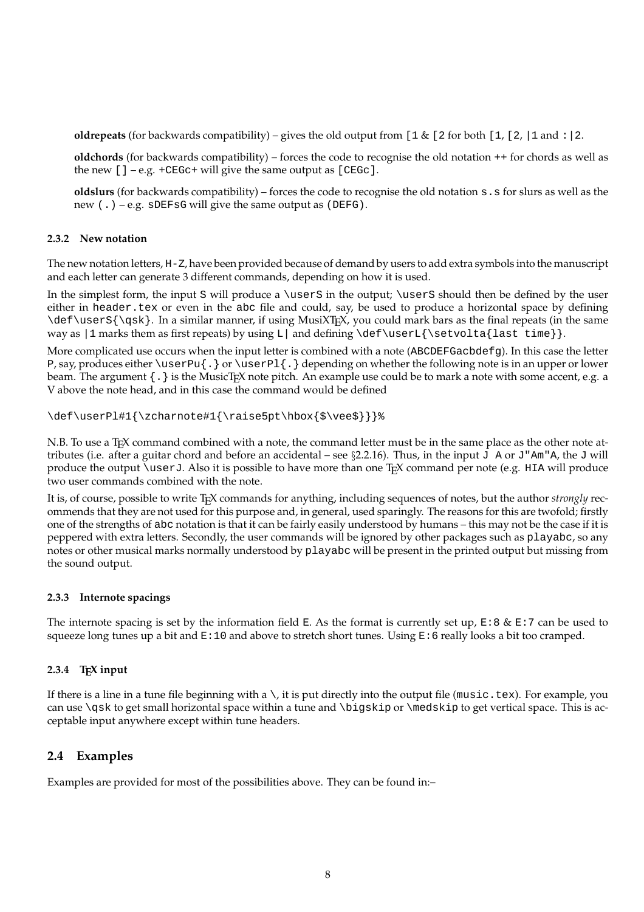**oldrepeats** (for backwards compatibility) – gives the old output from `[1` & `[2` for both `[1`, `[2`, `|1` and `:|2`.

**oldchords** (for backwards compatibility) – forces the code to recognise the old notation `++` for chords as well as the new `[]` – e.g. `+CEGc+` will give the same output as `[CEGc]`.

**oldslurs** (for backwards compatibility) – forces the code to recognise the old notation `s.s` for slurs as well as the new `(.)` – e.g. `sDEFsG` will give the same output as `(DEFG)`.

#### 2.3.2 New notation

The new notation letters, `H-Z`, have been provided because of demand by users to add extra symbols into the manuscript and each letter can generate 3 different commands, depending on how it is used.

In the simplest form, the input `S` will produce a `\userS` in the output; `\userS` should then be defined by the user either in `header.tex` or even in the `abc` file and could, say, be used to produce a horizontal space by defining `\def\userS{\qsk}`. In a similar manner, if using MusiXTEX, you could mark bars as the final repeats (in the same way as `|1` marks them as first repeats) by using `L|` and defining `\def\userL{\setvolta{last time}}`.

More complicated use occurs when the input letter is combined with a note (`ABCDEFGacbdefg`). In this case the letter `P`, say, produces either `\userPu{.}` or `\userPl{.}` depending on whether the following note is in an upper or lower beam. The argument `{.}` is the MusicTEX note pitch. An example use could be to mark a note with some accent, e.g. a V above the note head, and in this case the command would be defined

```
\def\userPl#1{\zcharnote#1{\raise5pt\hbox{$\vee$}}}%
```

N.B. To use a TEX command combined with a note, the command letter must be in the same place as the other note attributes (i.e. after a guitar chord and before an accidental – see §2.2.16). Thus, in the input `J A` or `J"Am"A`, the `J` will produce the output `\userJ`. Also it is possible to have more than one TEX command per note (e.g. `HIA` will produce two user commands combined with the note.

It is, of course, possible to write TEX commands for anything, including sequences of notes, but the author *strongly* recommends that they are not used for this purpose and, in general, used sparingly. The reasons for this are twofold; firstly one of the strengths of `abc` notation is that it can be fairly easily understood by humans – this may not be the case if it is peppered with extra letters. Secondly, the user commands will be ignored by other packages such as `playabc`, so any notes or other musical marks normally understood by `playabc` will be present in the printed output but missing from the sound output.

#### 2.3.3 Internote spacings

The internote spacing is set by the information field `E`. As the format is currently set up, `E:8` & `E:7` can be used to squeeze long tunes up a bit and `E:10` and above to stretch short tunes. Using `E:6` really looks a bit too cramped.

#### 2.3.4 TEX input

If there is a line in a tune file beginning with a `\`, it is put directly into the output file (`music.tex`). For example, you can use `\qsk` to get small horizontal space within a tune and `\bigskip` or `\medskip` to get vertical space. This is acceptable input anywhere except within tune headers.

### 2.4 Examples

Examples are provided for most of the possibilities above. They can be found in:–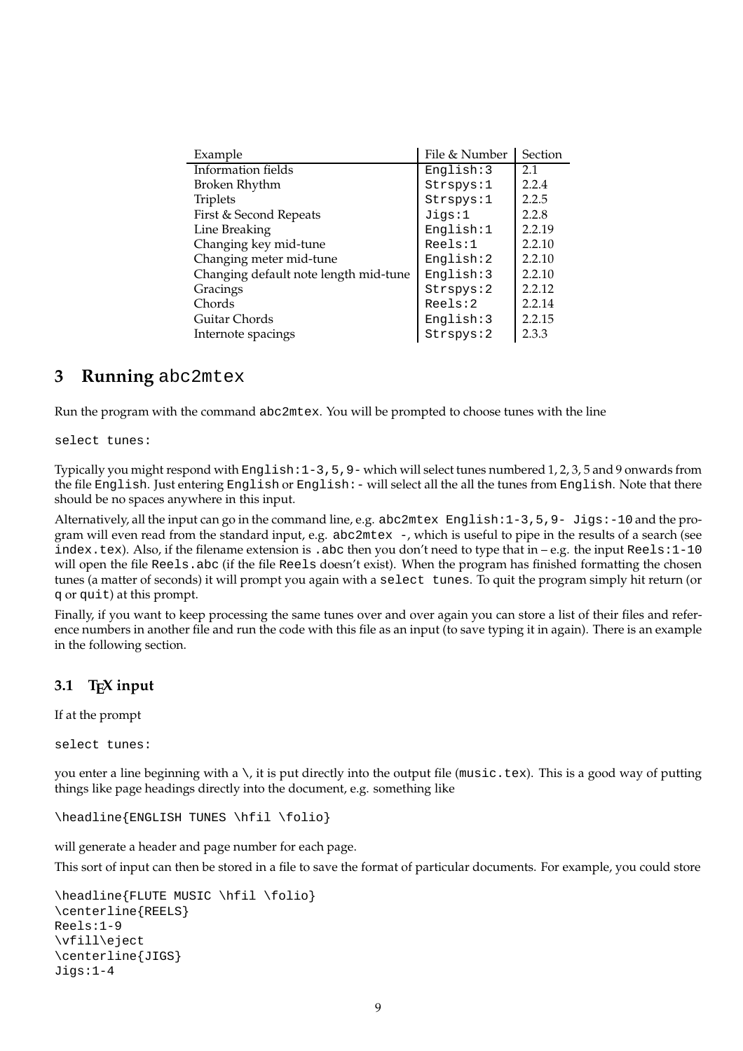| Example | File & Number | Section |
|---|---|---|
| Information fields | `English:3` | 2.1 |
| Broken Rhythm | `Strspys:1` | 2.2.4 |
| Triplets | `Strspys:1` | 2.2.5 |
| First & Second Repeats | `Jigs:1` | 2.2.8 |
| Line Breaking | `English:1` | 2.2.19 |
| Changing key mid-tune | `Reels:1` | 2.2.10 |
| Changing meter mid-tune | `English:2` | 2.2.10 |
| Changing default note length mid-tune | `English:3` | 2.2.10 |
| Gracings | `Strspys:2` | 2.2.12 |
| Chords | `Reels:2` | 2.2.14 |
| Guitar Chords | `English:3` | 2.2.15 |
| Internote spacings | `Strspys:2` | 2.3.3 |

## 3 Running `abc2mtex`

Run the program with the command `abc2mtex`. You will be prompted to choose tunes with the line

```
select tunes:
```

Typically you might respond with `English:1-3,5,9-` which will select tunes numbered 1, 2, 3, 5 and 9 onwards from the file `English`. Just entering `English` or `English:-` will select all the all the tunes from `English`. Note that there should be no spaces anywhere in this input.

Alternatively, all the input can go in the command line, e.g. `abc2mtex English:1-3,5,9- Jigs:-10` and the program will even read from the standard input, e.g. `abc2mtex -`, which is useful to pipe in the results of a search (see `index.tex`). Also, if the filename extension is `.abc` then you don't need to type that in – e.g. the input `Reels:1-10` will open the file `Reels.abc` (if the file `Reels` doesn't exist). When the program has finished formatting the chosen tunes (a matter of seconds) it will prompt you again with a `select tunes`. To quit the program simply hit return (or `q` or `quit`) at this prompt.

Finally, if you want to keep processing the same tunes over and over again you can store a list of their files and reference numbers in another file and run the code with this file as an input (to save typing it in again). There is an example in the following section.

### 3.1 TEX input

If at the prompt

```
select tunes:
```

you enter a line beginning with a `\`, it is put directly into the output file (`music.tex`). This is a good way of putting things like page headings directly into the document, e.g. something like

```
\headline{ENGLISH TUNES \hfil \folio}
```

will generate a header and page number for each page.

This sort of input can then be stored in a file to save the format of particular documents. For example, you could store

```
\headline{FLUTE MUSIC \hfil \folio}
\centerline{REELS}
Reels:1-9
\vfill\eject
\centerline{JIGS}
Jigs:1-4
```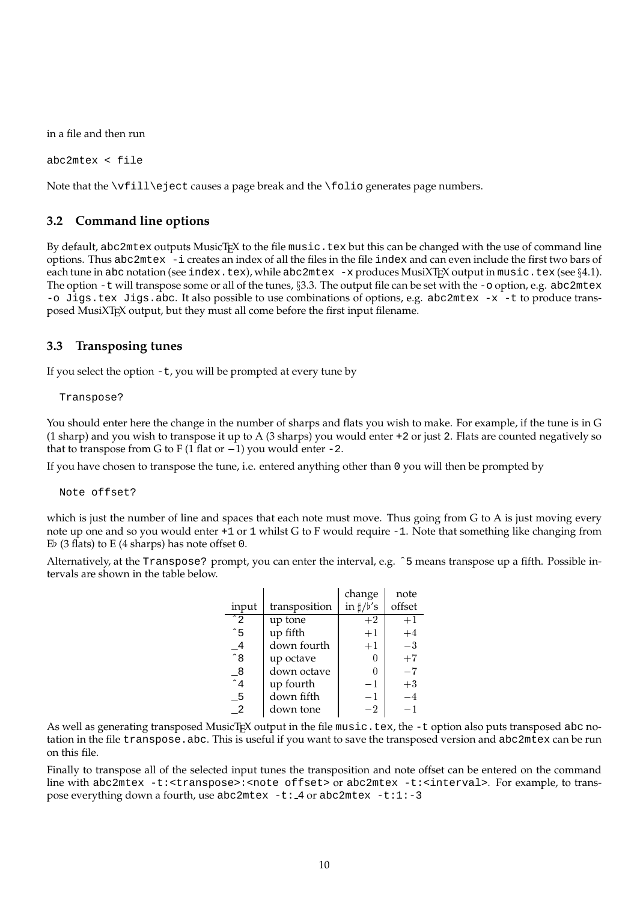in a file and then run

```
abc2mtex < file
```

Note that the `\vfill\eject` causes a page break and the `\folio` generates page numbers.

### 3.2 Command line options

By default, `abc2mtex` outputs MusicTEX to the file `music.tex` but this can be changed with the use of command line options. Thus `abc2mtex -i` creates an index of all the files in the file `index` and can even include the first two bars of each tune in `abc` notation (see `index.tex`), while `abc2mtex -x` produces MusiXTEX output in `music.tex` (see §4.1). The option `-t` will transpose some or all of the tunes, §3.3. The output file can be set with the `-o` option, e.g. `abc2mtex -o Jigs.tex Jigs.abc`. It also possible to use combinations of options, e.g. `abc2mtex -x -t` to produce transposed MusiXTEX output, but they must all come before the first input filename.

### 3.3 Transposing tunes

If you select the option `-t`, you will be prompted at every tune by

```
Transpose?
```

You should enter here the change in the number of sharps and flats you wish to make. For example, if the tune is in G (1 sharp) and you wish to transpose it up to A (3 sharps) you would enter `+2` or just `2`. Flats are counted negatively so that to transpose from G to F (1 flat or $-1$) you would enter `-2`.

If you have chosen to transpose the tune, i.e. entered anything other than `0` you will then be prompted by

```
Note offset?
```

which is just the number of line and spaces that each note must move. Thus going from G to A is just moving every note up one and so you would enter `+1` or `1` whilst G to F would require `-1`. Note that something like changing from E♭ (3 flats) to E (4 sharps) has note offset `0`.

Alternatively, at the `Transpose?` prompt, you can enter the interval, e.g. `^5` means transpose up a fifth. Possible intervals are shown in the table below.

| input | transposition | change in ♯/♭'s | note offset |
|---|---|---|---|
| `^2` | up tone | $+2$ | $+1$ |
| `^5` | up fifth | $+1$ | $+4$ |
| `_4` | down fourth | $+1$ | $-3$ |
| `^8` | up octave | $0$ | $+7$ |
| `_8` | down octave | $0$ | $-7$ |
| `^4` | up fourth | $-1$ | $+3$ |
| `_5` | down fifth | $-1$ | $-4$ |
| `_2` | down tone | $-2$ | $-1$ |

As well as generating transposed MusicTEX output in the file `music.tex`, the `-t` option also puts transposed `abc` notation in the file `transpose.abc`. This is useful if you want to save the transposed version and `abc2mtex` can be run on this file.

Finally to transpose all of the selected input tunes the transposition and note offset can be entered on the command line with `abc2mtex -t:<transpose>:<note offset>` or `abc2mtex -t:<interval>`. For example, to transpose everything down a fourth, use `abc2mtex -t:_4` or `abc2mtex -t:1:-3`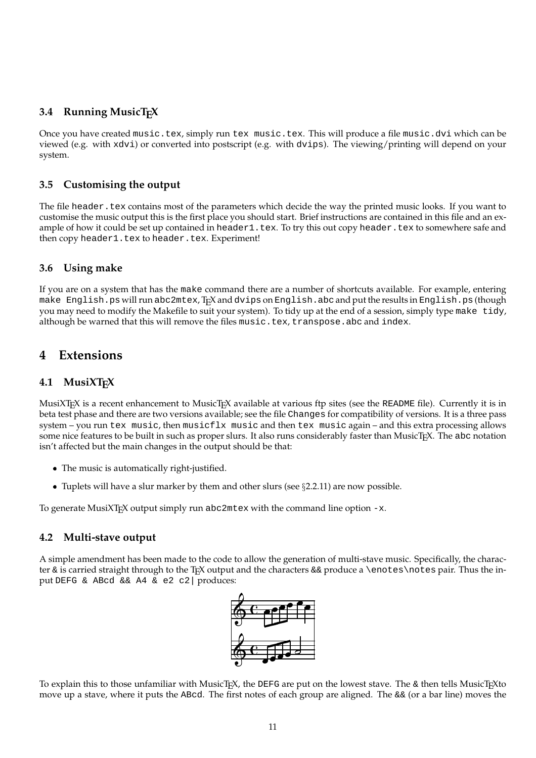### 3.4 Running MusicTEX

Once you have created `music.tex`, simply run `tex music.tex`. This will produce a file `music.dvi` which can be viewed (e.g. with `xdvi`) or converted into postscript (e.g. with `dvips`). The viewing/printing will depend on your system.

### 3.5 Customising the output

The file `header.tex` contains most of the parameters which decide the way the printed music looks. If you want to customise the music output this is the first place you should start. Brief instructions are contained in this file and an example of how it could be set up contained in `header1.tex`. To try this out copy `header.tex` to somewhere safe and then copy `header1.tex` to `header.tex`. Experiment!

### 3.6 Using make

If you are on a system that has the `make` command there are a number of shortcuts available. For example, entering `make English.ps` will run `abc2mtex`, TEX and `dvips` on `English.abc` and put the results in `English.ps` (though you may need to modify the Makefile to suit your system). To tidy up at the end of a session, simply type `make tidy`, although be warned that this will remove the files `music.tex`, `transpose.abc` and `index`.

## 4 Extensions

### 4.1 MusiXTEX

MusiXTEX is a recent enhancement to MusicTEX available at various ftp sites (see the `README` file). Currently it is in beta test phase and there are two versions available; see the file `Changes` for compatibility of versions. It is a three pass system – you run `tex music`, then `musicflx music` and then `tex music` again – and this extra processing allows some nice features to be built in such as proper slurs. It also runs considerably faster than MusicTEX. The `abc` notation isn't affected but the main changes in the output should be that:

- The music is automatically right-justified.
- Tuplets will have a slur marker by them and other slurs (see §2.2.11) are now possible.

To generate MusiXTEX output simply run `abc2mtex` with the command line option `-x`.

### 4.2 Multi-stave output

A simple amendment has been made to the code to allow the generation of multi-stave music. Specifically, the character `&` is carried straight through to the TEX output and the characters `&&` produce a `\enotes\notes` pair. Thus the input `DEFG & ABcd && A4 & e2 c2|` produces:

To explain this to those unfamiliar with MusicTEX, the `DEFG` are put on the lowest stave. The `&` then tells MusicTEXto move up a stave, where it puts the `ABcd`. The first notes of each group are aligned. The `&&` (or a bar line) moves the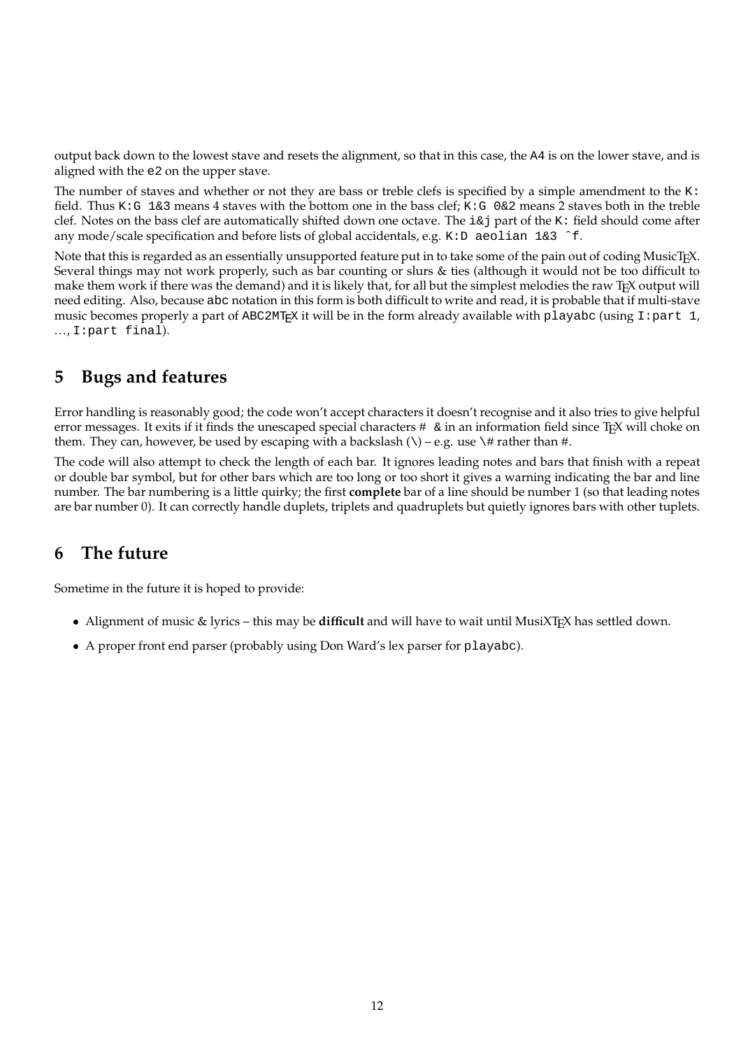output back down to the lowest stave and resets the alignment, so that in this case, the `A4` is on the lower stave, and is aligned with the `e2` on the upper stave.

The number of staves and whether or not they are bass or treble clefs is specified by a simple amendment to the `K:` field. Thus `K:G 1&3` means 4 staves with the bottom one in the bass clef; `K:G 0&2` means 2 staves both in the treble clef. Notes on the bass clef are automatically shifted down one octave. The `i&j` part of the `K:` field should come after any mode/scale specification and before lists of global accidentals, e.g. `K:D aeolian 1&3 ^f`.

Note that this is regarded as an essentially unsupported feature put in to take some of the pain out of coding MusicTEX. Several things may not work properly, such as bar counting or slurs & ties (although it would not be too difficult to make them work if there was the demand) and it is likely that, for all but the simplest melodies the raw TEX output will need editing. Also, because `abc` notation in this form is both difficult to write and read, it is probable that if multi-stave music becomes properly a part of ABC2MTEX it will be in the form already available with `playabc` (using `I:part 1`, …, `I:part final`).

## 5 Bugs and features

Error handling is reasonably good; the code won't accept characters it doesn't recognise and it also tries to give helpful error messages. It exits if it finds the unescaped special characters `# &` in an information field since TEX will choke on them. They can, however, be used by escaping with a backslash (\) – e.g. use \# rather than #.

The code will also attempt to check the length of each bar. It ignores leading notes and bars that finish with a repeat or double bar symbol, but for other bars which are too long or too short it gives a warning indicating the bar and line number. The bar numbering is a little quirky; the first **complete** bar of a line should be number 1 (so that leading notes are bar number 0). It can correctly handle duplets, triplets and quadruplets but quietly ignores bars with other tuplets.

## 6 The future

Sometime in the future it is hoped to provide:

- Alignment of music & lyrics – this may be **difficult** and will have to wait until MusiXTEX has settled down.
- A proper front end parser (probably using Don Ward's lex parser for `playabc`).